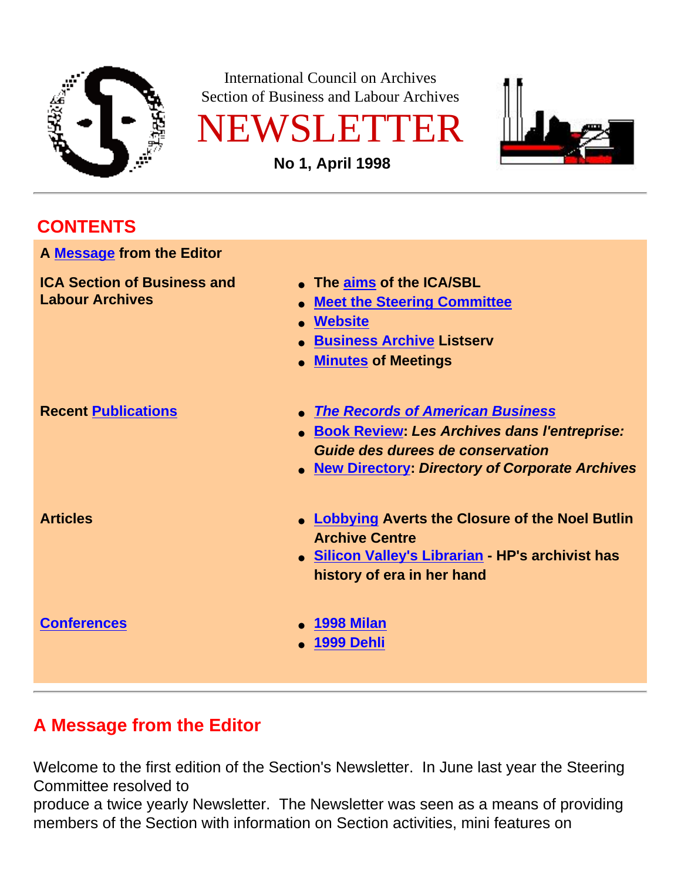International Council on Archives
Section of Business and Labour Archives

# NEWSLETTER

**No 1, April 1998**

---

## CONTENTS

**A Message from the Editor**

| | |
|---|---|
| **ICA Section of Business and Labour Archives** | • **The aims of the ICA/SBL**<br>• **Meet the Steering Committee**<br>• **Website**<br>• **Business Archive Listserv**<br>• **Minutes of Meetings** |
| **Recent Publications** | • ***The Records of American Business***<br>• **Book Review: *Les Archives dans l'entreprise: Guide des durees de conservation***<br>• **New Directory: *Directory of Corporate Archives*** |
| **Articles** | • **Lobbying Averts the Closure of the Noel Butlin Archive Centre**<br>• **Silicon Valley's Librarian - HP's archivist has history of era in her hand** |
| **Conferences** | • **1998 Milan**<br>• **1999 Dehli** |

---

## A Message from the Editor

Welcome to the first edition of the Section's Newsletter. In June last year the Steering Committee resolved to produce a twice yearly Newsletter. The Newsletter was seen as a means of providing members of the Section with information on Section activities, mini features on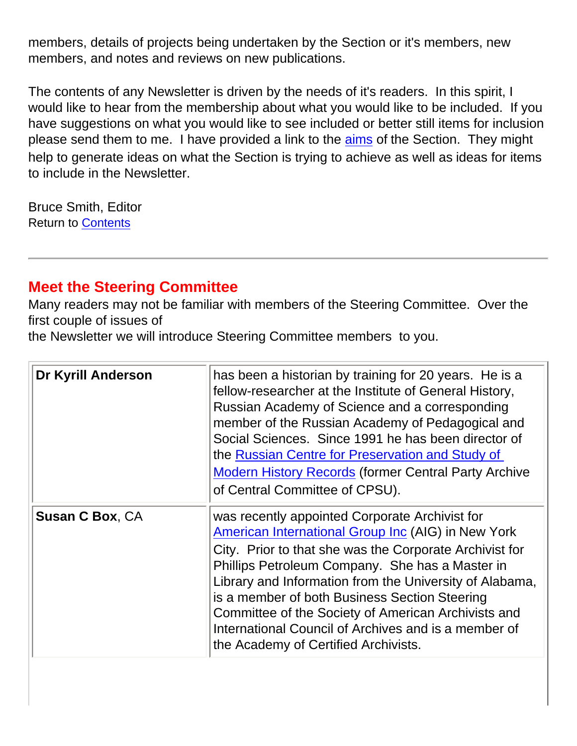members, details of projects being undertaken by the Section or it's members, new members, and notes and reviews on new publications.

The contents of any Newsletter is driven by the needs of it's readers. In this spirit, I would like to hear from the membership about what you would like to be included. If you have suggestions on what you would like to see included or better still items for inclusion please send them to me. I have provided a link to the aims of the Section. They might help to generate ideas on what the Section is trying to achieve as well as ideas for items to include in the Newsletter.

Bruce Smith, Editor
Return to Contents

---

## Meet the Steering Committee

Many readers may not be familiar with members of the Steering Committee. Over the first couple of issues of
the Newsletter we will introduce Steering Committee members to you.

| | |
|---|---|
| **Dr Kyrill Anderson** | has been a historian by training for 20 years. He is a fellow-researcher at the Institute of General History, Russian Academy of Science and a corresponding member of the Russian Academy of Pedagogical and Social Sciences. Since 1991 he has been director of the Russian Centre for Preservation and Study of Modern History Records (former Central Party Archive of Central Committee of CPSU). |
| **Susan C Box**, CA | was recently appointed Corporate Archivist for American International Group Inc (AIG) in New York City. Prior to that she was the Corporate Archivist for Phillips Petroleum Company. She has a Master in Library and Information from the University of Alabama, is a member of both Business Section Steering Committee of the Society of American Archivists and International Council of Archives and is a member of the Academy of Certified Archivists. |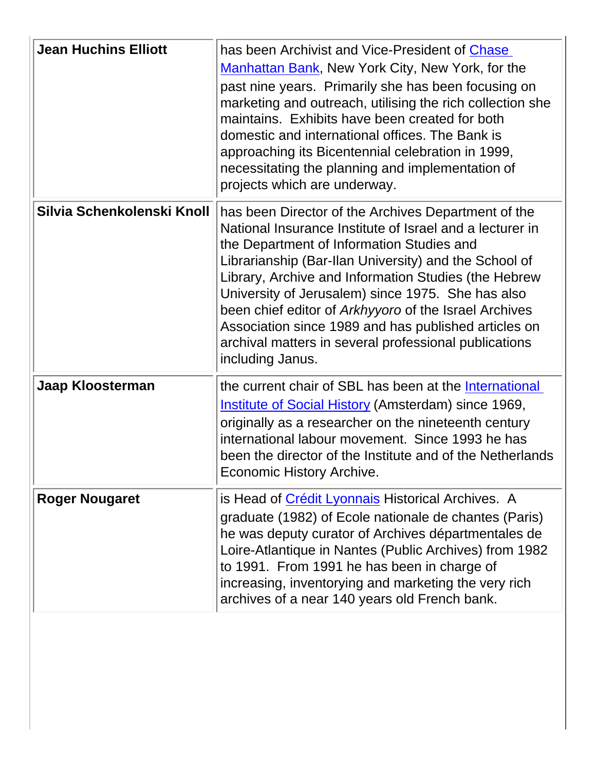| | |
|---|---|
| **Jean Huchins Elliott** | has been Archivist and Vice-President of [Chase Manhattan Bank](), New York City, New York, for the past nine years. Primarily she has been focusing on marketing and outreach, utilising the rich collection she maintains. Exhibits have been created for both domestic and international offices. The Bank is approaching its Bicentennial celebration in 1999, necessitating the planning and implementation of projects which are underway. |
| **Silvia Schenkolenski Knoll** | has been Director of the Archives Department of the National Insurance Institute of Israel and a lecturer in the Department of Information Studies and Librarianship (Bar-Ilan University) and the School of Library, Archive and Information Studies (the Hebrew University of Jerusalem) since 1975. She has also been chief editor of *Arkhyyoro* of the Israel Archives Association since 1989 and has published articles on archival matters in several professional publications including Janus. |
| **Jaap Kloosterman** | the current chair of SBL has been at the [International Institute of Social History]() (Amsterdam) since 1969, originally as a researcher on the nineteenth century international labour movement. Since 1993 he has been the director of the Institute and of the Netherlands Economic History Archive. |
| **Roger Nougaret** | is Head of [Crédit Lyonnais]() Historical Archives. A graduate (1982) of Ecole nationale de chantes (Paris) he was deputy curator of Archives départmentales de Loire-Atlantique in Nantes (Public Archives) from 1982 to 1991. From 1991 he has been in charge of increasing, inventorying and marketing the very rich archives of a near 140 years old French bank. |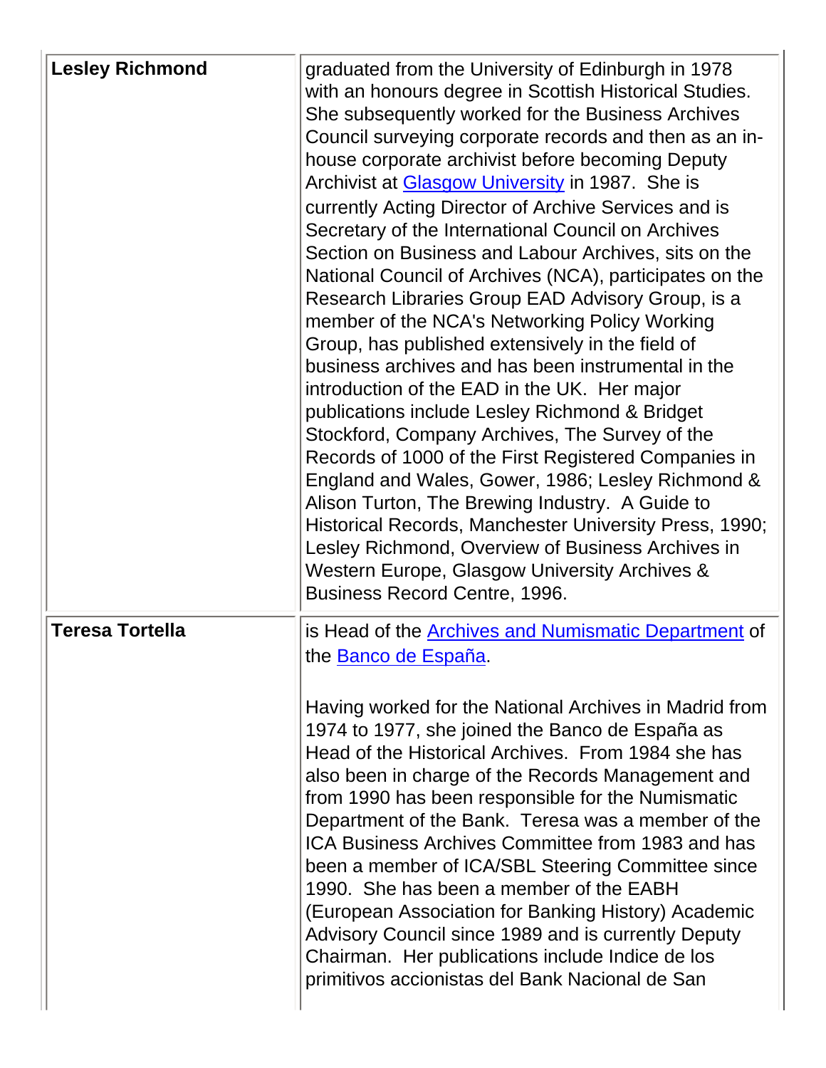| | |
|---|---|
| **Lesley Richmond** | graduated from the University of Edinburgh in 1978 with an honours degree in Scottish Historical Studies. She subsequently worked for the Business Archives Council surveying corporate records and then as an in-house corporate archivist before becoming Deputy Archivist at [Glasgow University]() in 1987. She is currently Acting Director of Archive Services and is Secretary of the International Council on Archives Section on Business and Labour Archives, sits on the National Council of Archives (NCA), participates on the Research Libraries Group EAD Advisory Group, is a member of the NCA's Networking Policy Working Group, has published extensively in the field of business archives and has been instrumental in the introduction of the EAD in the UK. Her major publications include Lesley Richmond & Bridget Stockford, Company Archives, The Survey of the Records of 1000 of the First Registered Companies in England and Wales, Gower, 1986; Lesley Richmond & Alison Turton, The Brewing Industry. A Guide to Historical Records, Manchester University Press, 1990; Lesley Richmond, Overview of Business Archives in Western Europe, Glasgow University Archives & Business Record Centre, 1996. |
| **Teresa Tortella** | is Head of the [Archives and Numismatic Department]() of the [Banco de España](). <br><br> Having worked for the National Archives in Madrid from 1974 to 1977, she joined the Banco de España as Head of the Historical Archives. From 1984 she has also been in charge of the Records Management and from 1990 has been responsible for the Numismatic Department of the Bank. Teresa was a member of the ICA Business Archives Committee from 1983 and has been a member of ICA/SBL Steering Committee since 1990. She has been a member of the EABH (European Association for Banking History) Academic Advisory Council since 1989 and is currently Deputy Chairman. Her publications include Indice de los primitivos accionistas del Bank Nacional de San |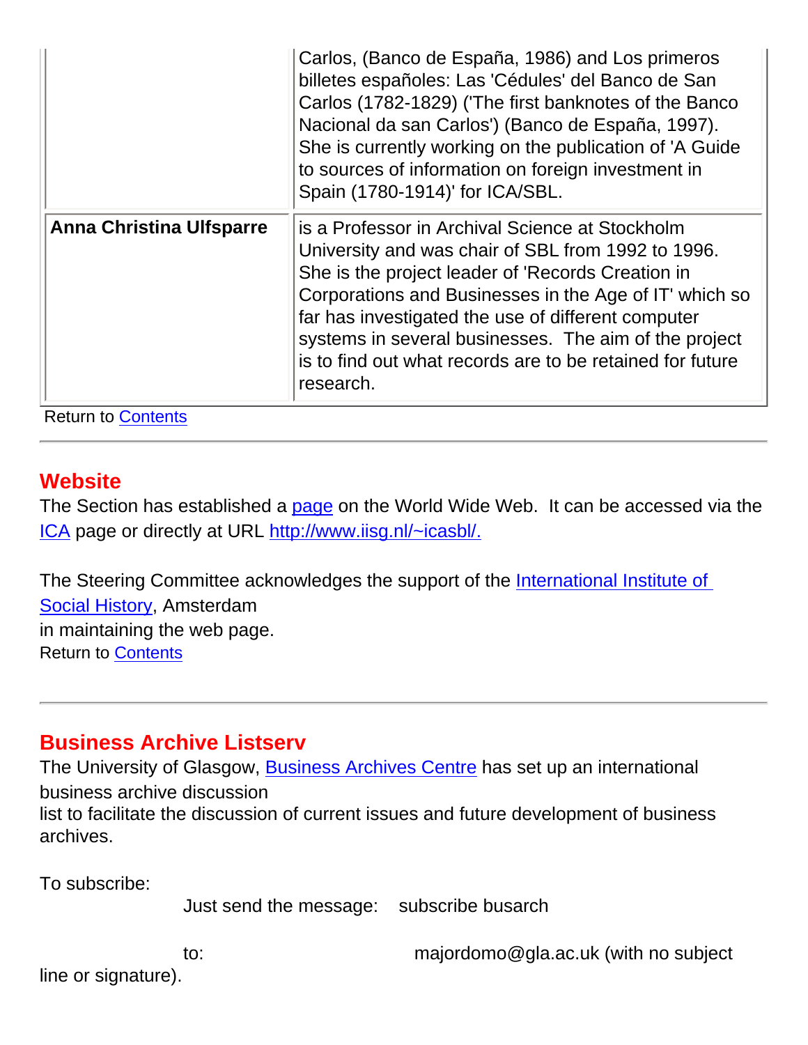| | |
|---|---|
| | Carlos, (Banco de España, 1986) and Los primeros billetes españoles: Las 'Cédules' del Banco de San Carlos (1782-1829) ('The first banknotes of the Banco Nacional da san Carlos') (Banco de España, 1997). She is currently working on the publication of 'A Guide to sources of information on foreign investment in Spain (1780-1914)' for ICA/SBL. |
| **Anna Christina Ulfsparre** | is a Professor in Archival Science at Stockholm University and was chair of SBL from 1992 to 1996. She is the project leader of 'Records Creation in Corporations and Businesses in the Age of IT' which so far has investigated the use of different computer systems in several businesses. The aim of the project is to find out what records are to be retained for future research. |

Return to Contents

---

## Website

The Section has established a page on the World Wide Web. It can be accessed via the ICA page or directly at URL http://www.iisg.nl/~icasbl/.

The Steering Committee acknowledges the support of the International Institute of Social History, Amsterdam
in maintaining the web page.
Return to Contents

---

## Business Archive Listserv

The University of Glasgow, Business Archives Centre has set up an international business archive discussion
list to facilitate the discussion of current issues and future development of business archives.

To subscribe:

Just send the message: subscribe busarch

to: majordomo@gla.ac.uk (with no subject line or signature).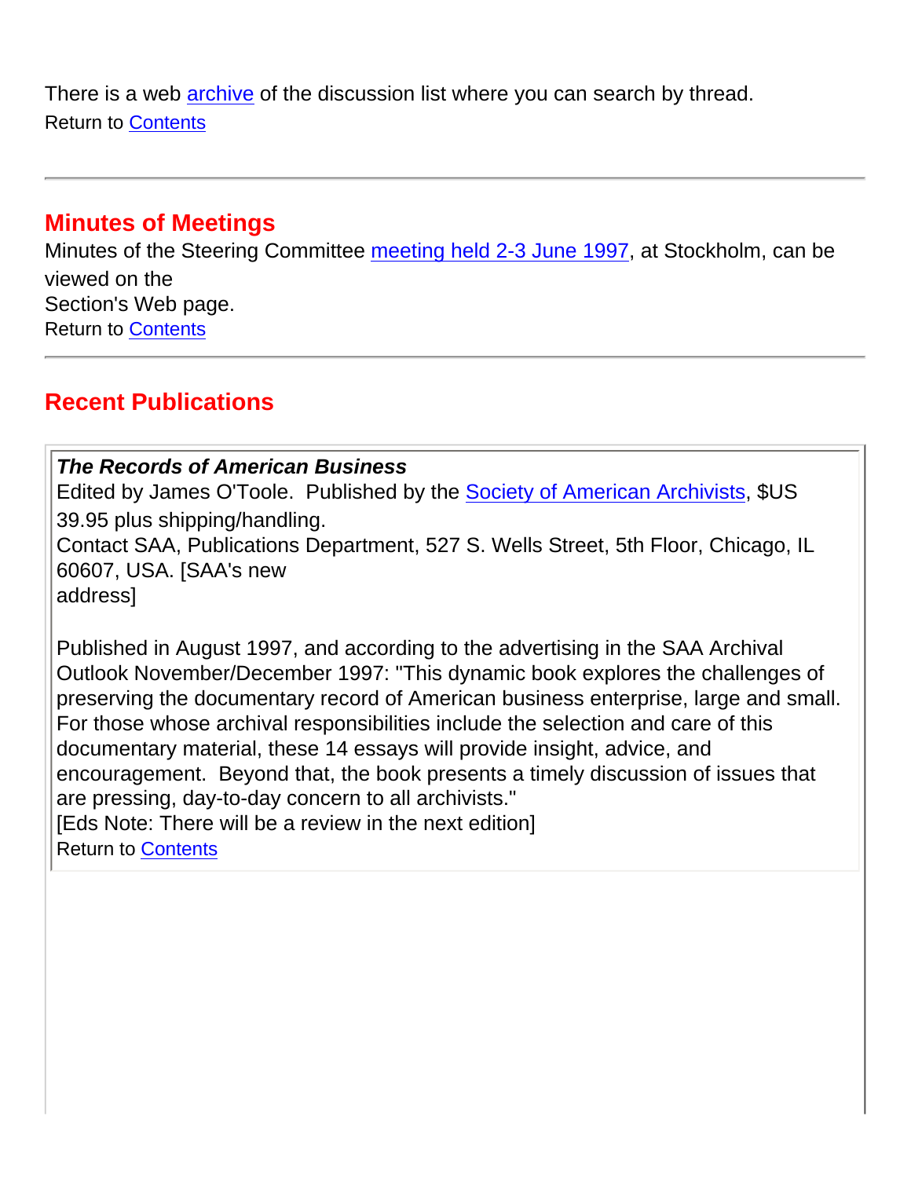There is a web archive of the discussion list where you can search by thread.
Return to Contents

---

## Minutes of Meetings

Minutes of the Steering Committee meeting held 2-3 June 1997, at Stockholm, can be viewed on the Section's Web page.
Return to Contents

---

## Recent Publications

***The Records of American Business***
Edited by James O'Toole. Published by the Society of American Archivists, $US 39.95 plus shipping/handling.
Contact SAA, Publications Department, 527 S. Wells Street, 5th Floor, Chicago, IL 60607, USA. [SAA's new address]

Published in August 1997, and according to the advertising in the SAA Archival Outlook November/December 1997: "This dynamic book explores the challenges of preserving the documentary record of American business enterprise, large and small. For those whose archival responsibilities include the selection and care of this documentary material, these 14 essays will provide insight, advice, and encouragement. Beyond that, the book presents a timely discussion of issues that are pressing, day-to-day concern to all archivists."
[Eds Note: There will be a review in the next edition]
Return to Contents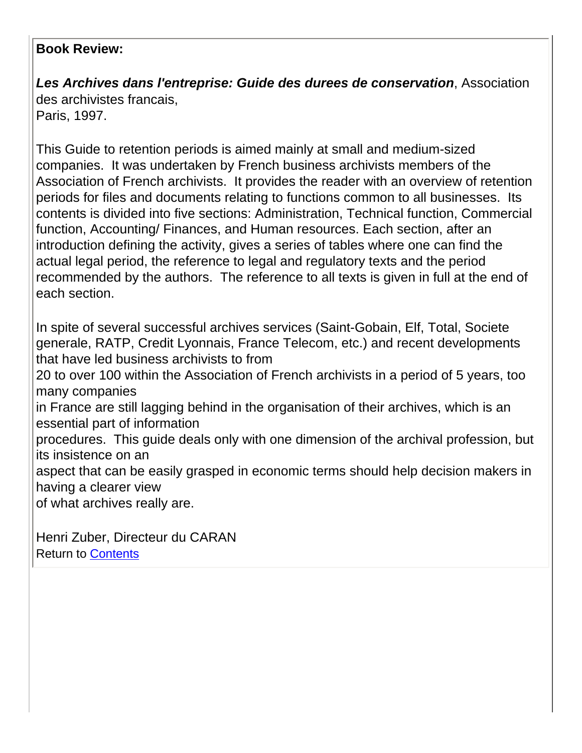**Book Review:**

***Les Archives dans l'entreprise: Guide des durees de conservation***, Association des archivistes francais,
Paris, 1997.

This Guide to retention periods is aimed mainly at small and medium-sized companies. It was undertaken by French business archivists members of the Association of French archivists. It provides the reader with an overview of retention periods for files and documents relating to functions common to all businesses. Its contents is divided into five sections: Administration, Technical function, Commercial function, Accounting/ Finances, and Human resources. Each section, after an introduction defining the activity, gives a series of tables where one can find the actual legal period, the reference to legal and regulatory texts and the period recommended by the authors. The reference to all texts is given in full at the end of each section.

In spite of several successful archives services (Saint-Gobain, Elf, Total, Societe generale, RATP, Credit Lyonnais, France Telecom, etc.) and recent developments that have led business archivists to from 20 to over 100 within the Association of French archivists in a period of 5 years, too many companies in France are still lagging behind in the organisation of their archives, which is an essential part of information procedures. This guide deals only with one dimension of the archival profession, but its insistence on an aspect that can be easily grasped in economic terms should help decision makers in having a clearer view of what archives really are.

Henri Zuber, Directeur du CARAN
Return to Contents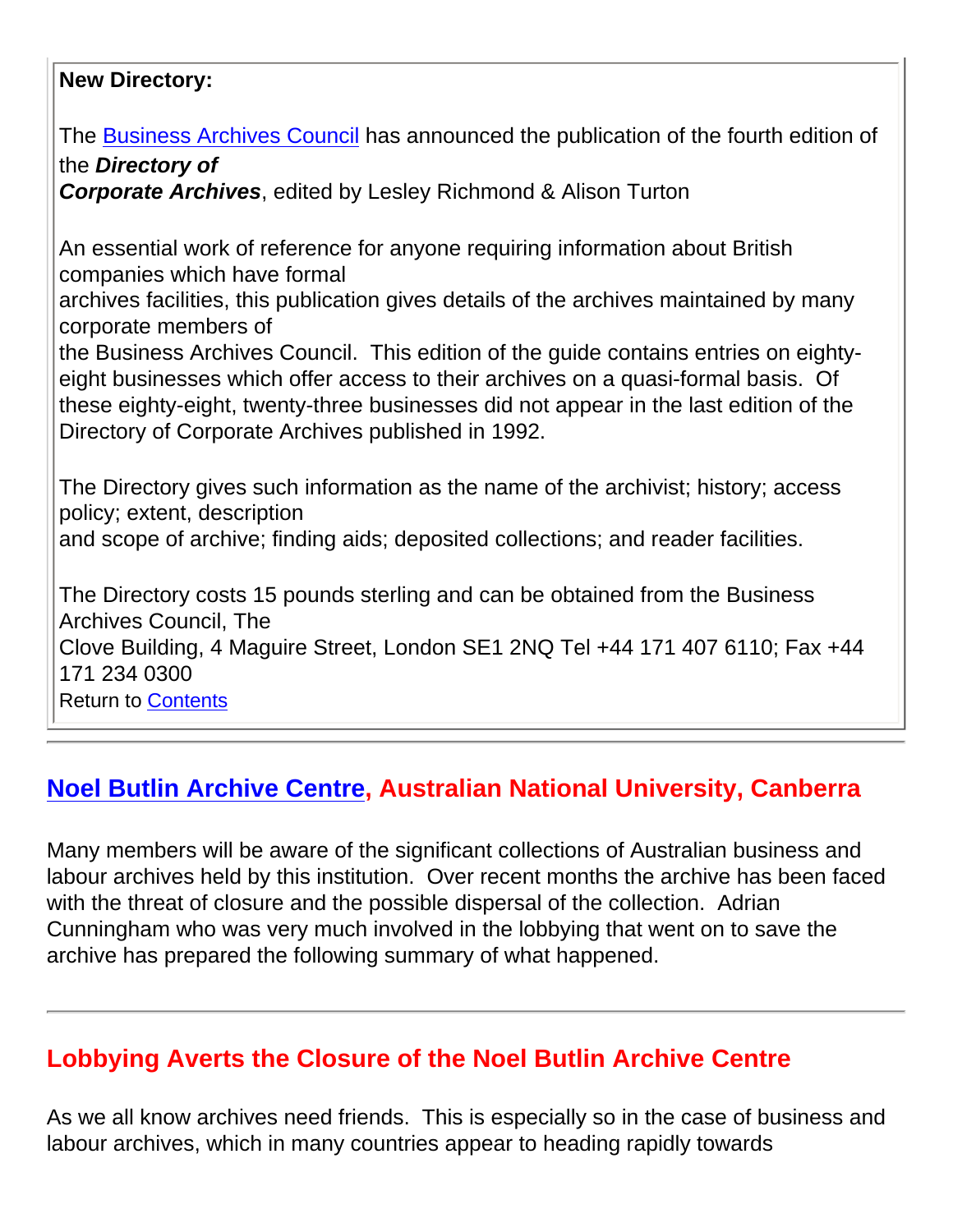**New Directory:**

The Business Archives Council has announced the publication of the fourth edition of the ***Directory of Corporate Archives***, edited by Lesley Richmond & Alison Turton

An essential work of reference for anyone requiring information about British companies which have formal archives facilities, this publication gives details of the archives maintained by many corporate members of the Business Archives Council. This edition of the guide contains entries on eighty-eight businesses which offer access to their archives on a quasi-formal basis. Of these eighty-eight, twenty-three businesses did not appear in the last edition of the Directory of Corporate Archives published in 1992.

The Directory gives such information as the name of the archivist; history; access policy; extent, description and scope of archive; finding aids; deposited collections; and reader facilities.

The Directory costs 15 pounds sterling and can be obtained from the Business Archives Council, The Clove Building, 4 Maguire Street, London SE1 2NQ Tel +44 171 407 6110; Fax +44 171 234 0300

Return to Contents

---

## Noel Butlin Archive Centre, Australian National University, Canberra

Many members will be aware of the significant collections of Australian business and labour archives held by this institution. Over recent months the archive has been faced with the threat of closure and the possible dispersal of the collection. Adrian Cunningham who was very much involved in the lobbying that went on to save the archive has prepared the following summary of what happened.

---

## Lobbying Averts the Closure of the Noel Butlin Archive Centre

As we all know archives need friends. This is especially so in the case of business and labour archives, which in many countries appear to heading rapidly towards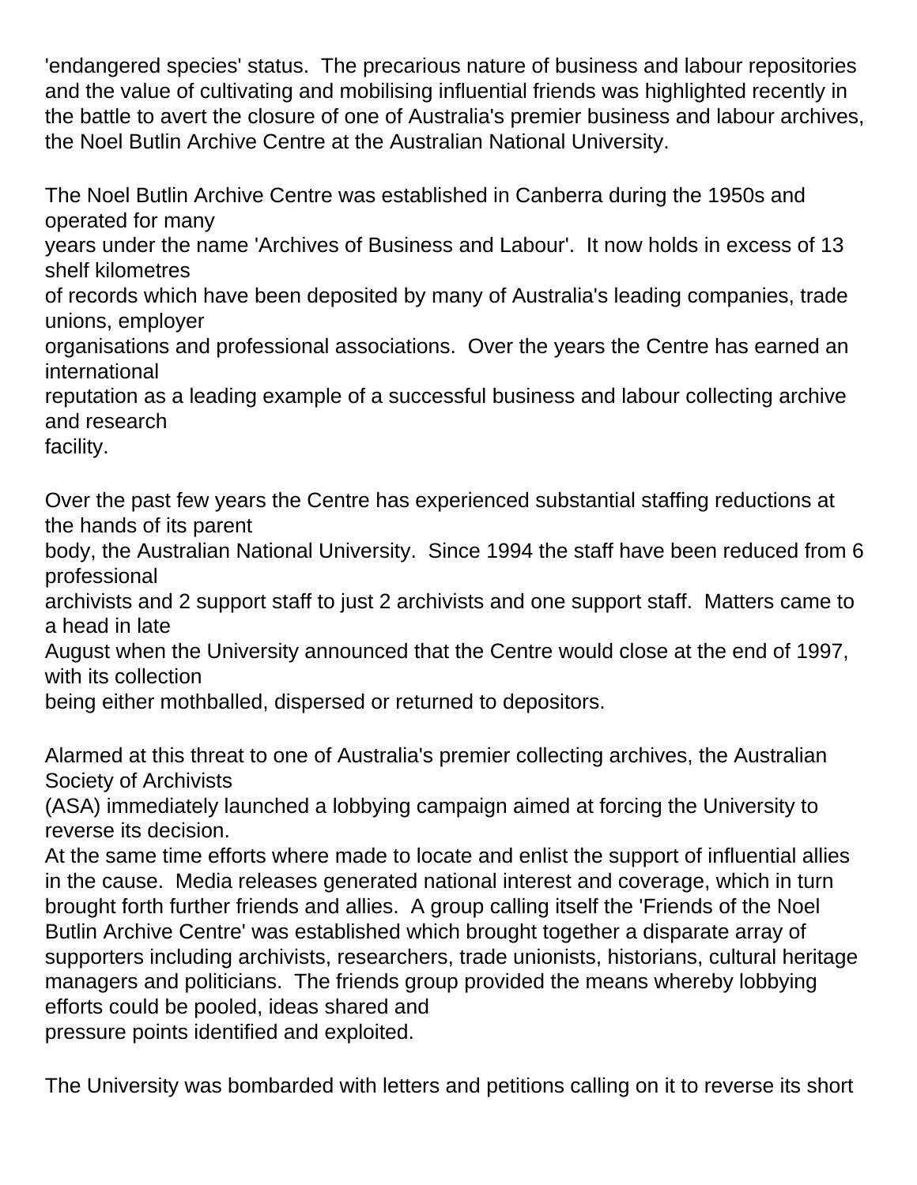'endangered species' status. The precarious nature of business and labour repositories and the value of cultivating and mobilising influential friends was highlighted recently in the battle to avert the closure of one of Australia's premier business and labour archives, the Noel Butlin Archive Centre at the Australian National University.

The Noel Butlin Archive Centre was established in Canberra during the 1950s and operated for many years under the name 'Archives of Business and Labour'. It now holds in excess of 13 shelf kilometres of records which have been deposited by many of Australia's leading companies, trade unions, employer organisations and professional associations. Over the years the Centre has earned an international reputation as a leading example of a successful business and labour collecting archive and research facility.

Over the past few years the Centre has experienced substantial staffing reductions at the hands of its parent body, the Australian National University. Since 1994 the staff have been reduced from 6 professional archivists and 2 support staff to just 2 archivists and one support staff. Matters came to a head in late August when the University announced that the Centre would close at the end of 1997, with its collection being either mothballed, dispersed or returned to depositors.

Alarmed at this threat to one of Australia's premier collecting archives, the Australian Society of Archivists (ASA) immediately launched a lobbying campaign aimed at forcing the University to reverse its decision. At the same time efforts where made to locate and enlist the support of influential allies in the cause. Media releases generated national interest and coverage, which in turn brought forth further friends and allies. A group calling itself the 'Friends of the Noel Butlin Archive Centre' was established which brought together a disparate array of supporters including archivists, researchers, trade unionists, historians, cultural heritage managers and politicians. The friends group provided the means whereby lobbying efforts could be pooled, ideas shared and pressure points identified and exploited.

The University was bombarded with letters and petitions calling on it to reverse its short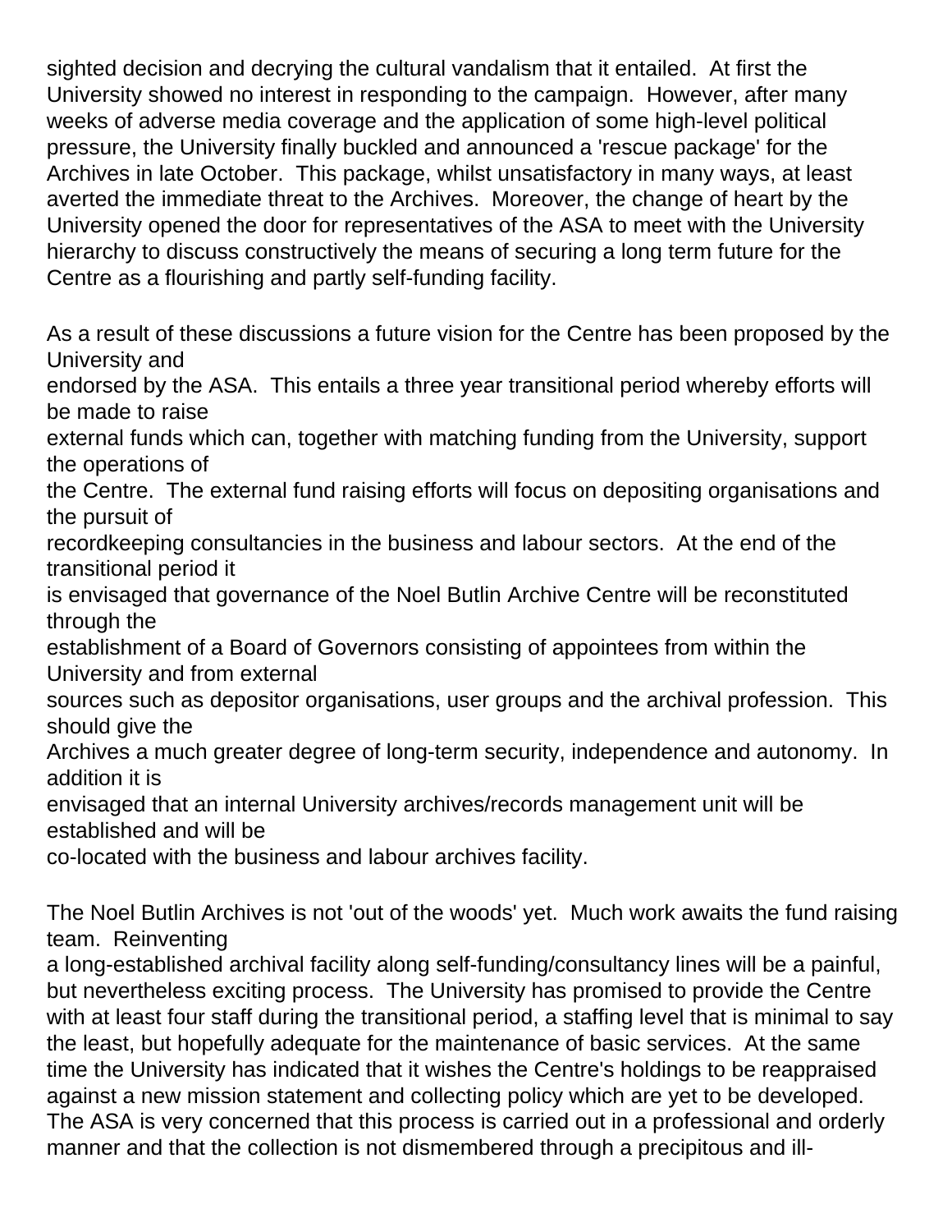sighted decision and decrying the cultural vandalism that it entailed. At first the University showed no interest in responding to the campaign. However, after many weeks of adverse media coverage and the application of some high-level political pressure, the University finally buckled and announced a 'rescue package' for the Archives in late October. This package, whilst unsatisfactory in many ways, at least averted the immediate threat to the Archives. Moreover, the change of heart by the University opened the door for representatives of the ASA to meet with the University hierarchy to discuss constructively the means of securing a long term future for the Centre as a flourishing and partly self-funding facility.

As a result of these discussions a future vision for the Centre has been proposed by the University and endorsed by the ASA. This entails a three year transitional period whereby efforts will be made to raise external funds which can, together with matching funding from the University, support the operations of the Centre. The external fund raising efforts will focus on depositing organisations and the pursuit of recordkeeping consultancies in the business and labour sectors. At the end of the transitional period it is envisaged that governance of the Noel Butlin Archive Centre will be reconstituted through the establishment of a Board of Governors consisting of appointees from within the University and from external sources such as depositor organisations, user groups and the archival profession. This should give the Archives a much greater degree of long-term security, independence and autonomy. In addition it is envisaged that an internal University archives/records management unit will be established and will be co-located with the business and labour archives facility.

The Noel Butlin Archives is not 'out of the woods' yet. Much work awaits the fund raising team. Reinventing a long-established archival facility along self-funding/consultancy lines will be a painful, but nevertheless exciting process. The University has promised to provide the Centre with at least four staff during the transitional period, a staffing level that is minimal to say the least, but hopefully adequate for the maintenance of basic services. At the same time the University has indicated that it wishes the Centre's holdings to be reappraised against a new mission statement and collecting policy which are yet to be developed. The ASA is very concerned that this process is carried out in a professional and orderly manner and that the collection is not dismembered through a precipitous and ill-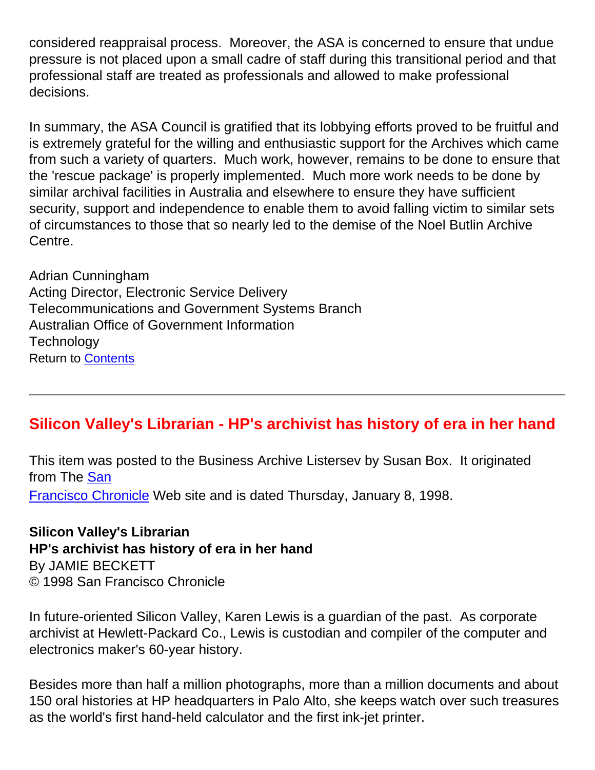considered reappraisal process.  Moreover, the ASA is concerned to ensure that undue pressure is not placed upon a small cadre of staff during this transitional period and that professional staff are treated as professionals and allowed to make professional decisions.

In summary, the ASA Council is gratified that its lobbying efforts proved to be fruitful and is extremely grateful for the willing and enthusiastic support for the Archives which came from such a variety of quarters.  Much work, however, remains to be done to ensure that the 'rescue package' is properly implemented.  Much more work needs to be done by similar archival facilities in Australia and elsewhere to ensure they have sufficient security, support and independence to enable them to avoid falling victim to similar sets of circumstances to those that so nearly led to the demise of the Noel Butlin Archive Centre.

Adrian Cunningham
Acting Director, Electronic Service Delivery
Telecommunications and Government Systems Branch
Australian Office of Government Information
Technology
Return to Contents

---

## Silicon Valley's Librarian - HP's archivist has history of era in her hand

This item was posted to the Business Archive Listersev by Susan Box.  It originated from The San Francisco Chronicle Web site and is dated Thursday, January 8, 1998.

**Silicon Valley's Librarian**
**HP's archivist has history of era in her hand**
By JAMIE BECKETT
© 1998 San Francisco Chronicle

In future-oriented Silicon Valley, Karen Lewis is a guardian of the past.  As corporate archivist at Hewlett-Packard Co., Lewis is custodian and compiler of the computer and electronics maker's 60-year history.

Besides more than half a million photographs, more than a million documents and about 150 oral histories at HP headquarters in Palo Alto, she keeps watch over such treasures as the world's first hand-held calculator and the first ink-jet printer.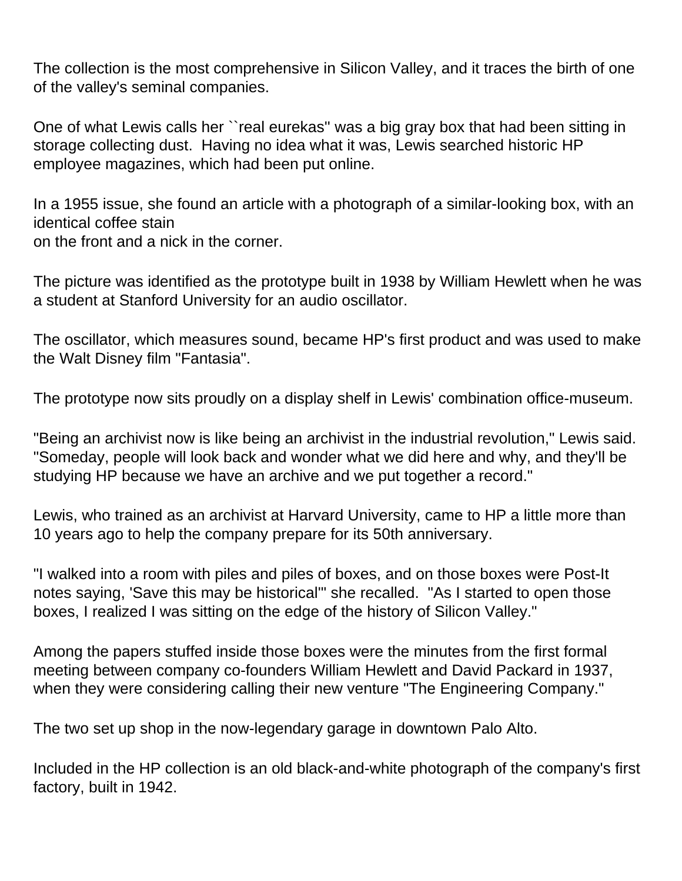The collection is the most comprehensive in Silicon Valley, and it traces the birth of one of the valley's seminal companies.

One of what Lewis calls her ``real eurekas'' was a big gray box that had been sitting in storage collecting dust.  Having no idea what it was, Lewis searched historic HP employee magazines, which had been put online.

In a 1955 issue, she found an article with a photograph of a similar-looking box, with an identical coffee stain
on the front and a nick in the corner.

The picture was identified as the prototype built in 1938 by William Hewlett when he was a student at Stanford University for an audio oscillator.

The oscillator, which measures sound, became HP's first product and was used to make the Walt Disney film "Fantasia".

The prototype now sits proudly on a display shelf in Lewis' combination office-museum.

"Being an archivist now is like being an archivist in the industrial revolution," Lewis said. "Someday, people will look back and wonder what we did here and why, and they'll be studying HP because we have an archive and we put together a record."

Lewis, who trained as an archivist at Harvard University, came to HP a little more than 10 years ago to help the company prepare for its 50th anniversary.

"I walked into a room with piles and piles of boxes, and on those boxes were Post-It notes saying, 'Save this may be historical'" she recalled.  "As I started to open those boxes, I realized I was sitting on the edge of the history of Silicon Valley."

Among the papers stuffed inside those boxes were the minutes from the first formal meeting between company co-founders William Hewlett and David Packard in 1937, when they were considering calling their new venture "The Engineering Company."

The two set up shop in the now-legendary garage in downtown Palo Alto.

Included in the HP collection is an old black-and-white photograph of the company's first factory, built in 1942.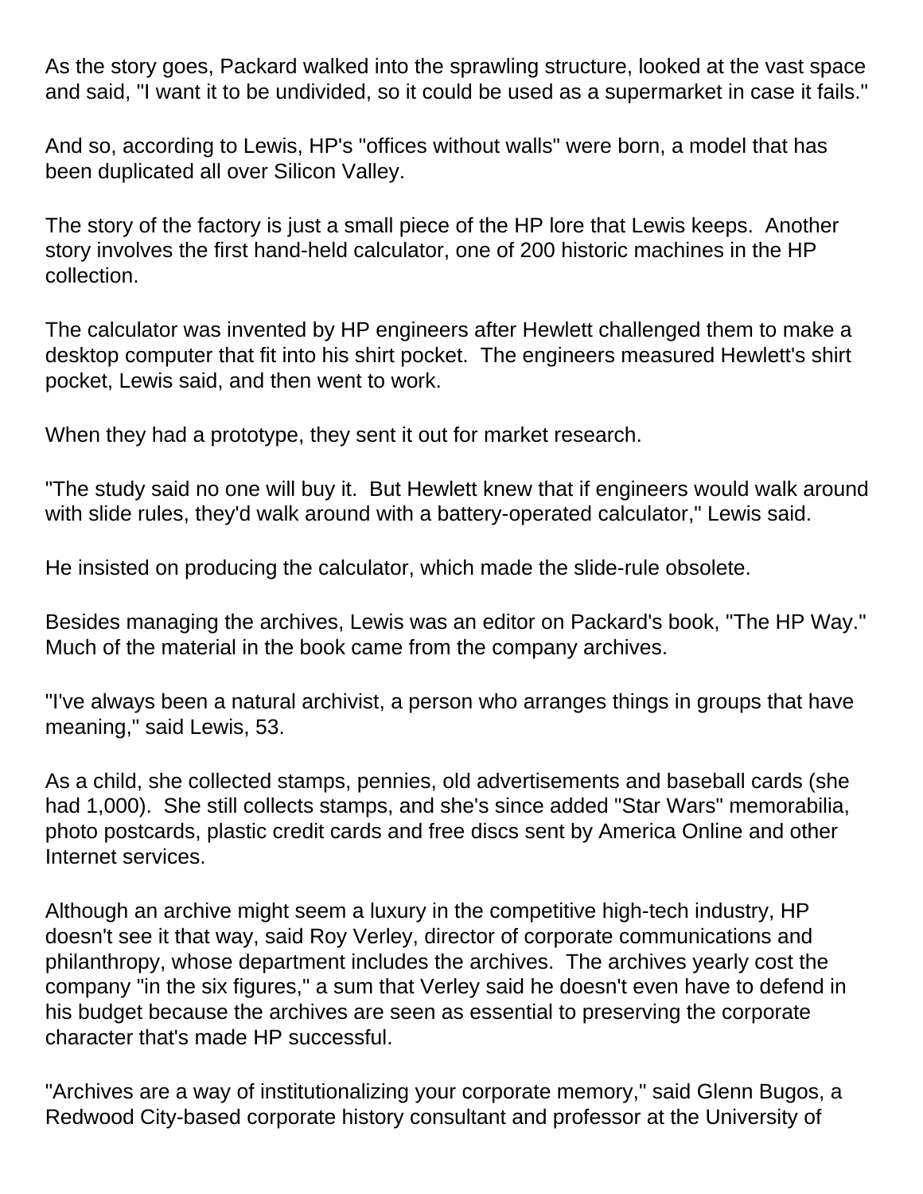As the story goes, Packard walked into the sprawling structure, looked at the vast space and said, "I want it to be undivided, so it could be used as a supermarket in case it fails."

And so, according to Lewis, HP's "offices without walls" were born, a model that has been duplicated all over Silicon Valley.

The story of the factory is just a small piece of the HP lore that Lewis keeps.  Another story involves the first hand-held calculator, one of 200 historic machines in the HP collection.

The calculator was invented by HP engineers after Hewlett challenged them to make a desktop computer that fit into his shirt pocket.  The engineers measured Hewlett's shirt pocket, Lewis said, and then went to work.

When they had a prototype, they sent it out for market research.

"The study said no one will buy it.  But Hewlett knew that if engineers would walk around with slide rules, they'd walk around with a battery-operated calculator," Lewis said.

He insisted on producing the calculator, which made the slide-rule obsolete.

Besides managing the archives, Lewis was an editor on Packard's book, "The HP Way." Much of the material in the book came from the company archives.

"I've always been a natural archivist, a person who arranges things in groups that have meaning," said Lewis, 53.

As a child, she collected stamps, pennies, old advertisements and baseball cards (she had 1,000).  She still collects stamps, and she's since added "Star Wars" memorabilia, photo postcards, plastic credit cards and free discs sent by America Online and other Internet services.

Although an archive might seem a luxury in the competitive high-tech industry, HP doesn't see it that way, said Roy Verley, director of corporate communications and philanthropy, whose department includes the archives.  The archives yearly cost the company "in the six figures," a sum that Verley said he doesn't even have to defend in his budget because the archives are seen as essential to preserving the corporate character that's made HP successful.

"Archives are a way of institutionalizing your corporate memory," said Glenn Bugos, a Redwood City-based corporate history consultant and professor at the University of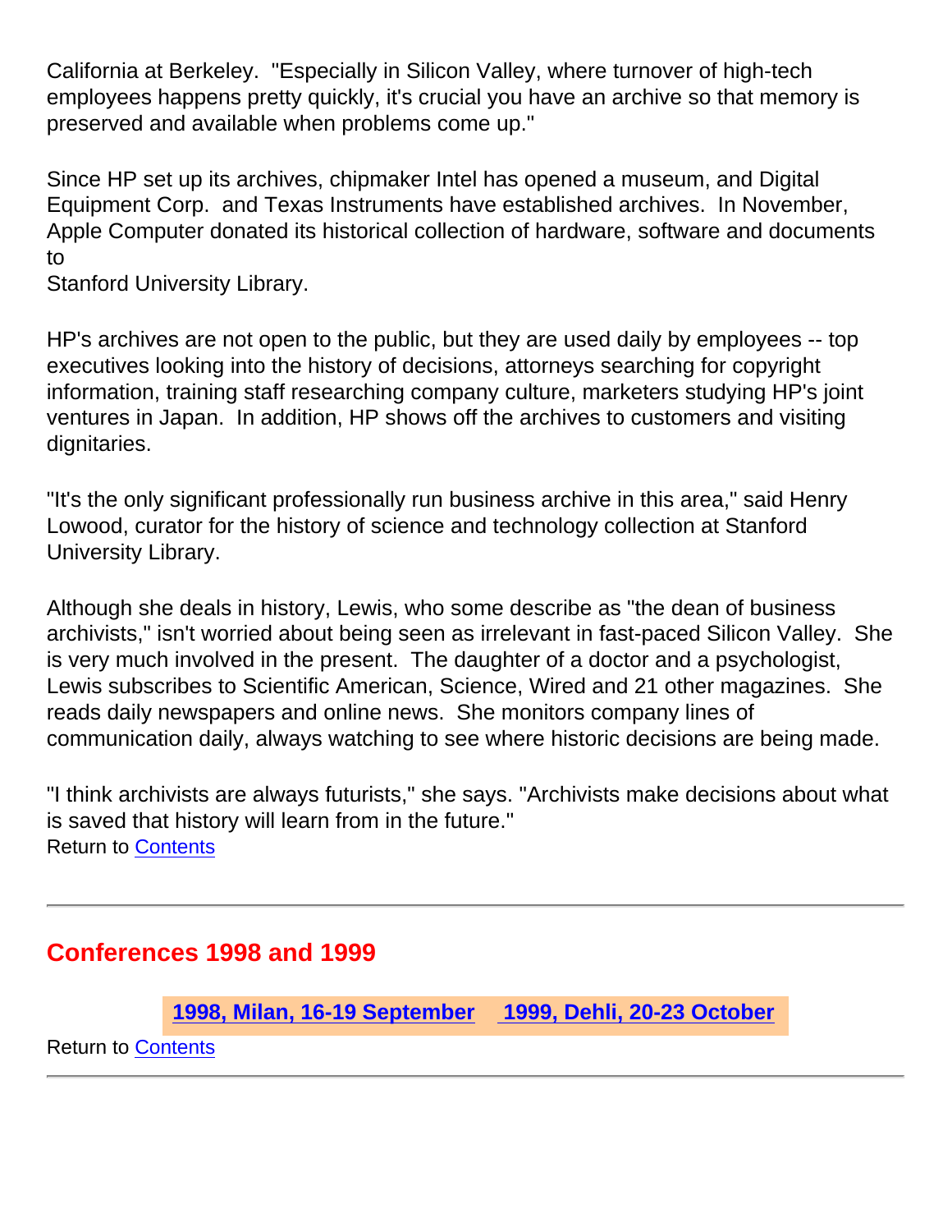California at Berkeley. "Especially in Silicon Valley, where turnover of high-tech employees happens pretty quickly, it's crucial you have an archive so that memory is preserved and available when problems come up."

Since HP set up its archives, chipmaker Intel has opened a museum, and Digital Equipment Corp. and Texas Instruments have established archives. In November, Apple Computer donated its historical collection of hardware, software and documents to
Stanford University Library.

HP's archives are not open to the public, but they are used daily by employees -- top executives looking into the history of decisions, attorneys searching for copyright information, training staff researching company culture, marketers studying HP's joint ventures in Japan. In addition, HP shows off the archives to customers and visiting dignitaries.

"It's the only significant professionally run business archive in this area," said Henry Lowood, curator for the history of science and technology collection at Stanford University Library.

Although she deals in history, Lewis, who some describe as "the dean of business archivists," isn't worried about being seen as irrelevant in fast-paced Silicon Valley. She is very much involved in the present. The daughter of a doctor and a psychologist, Lewis subscribes to Scientific American, Science, Wired and 21 other magazines. She reads daily newspapers and online news. She monitors company lines of communication daily, always watching to see where historic decisions are being made.

"I think archivists are always futurists," she says. "Archivists make decisions about what is saved that history will learn from in the future."
Return to Contents

---

## Conferences 1998 and 1999

**1998, Milan, 16-19 September** **1999, Dehli, 20-23 October**

Return to Contents

---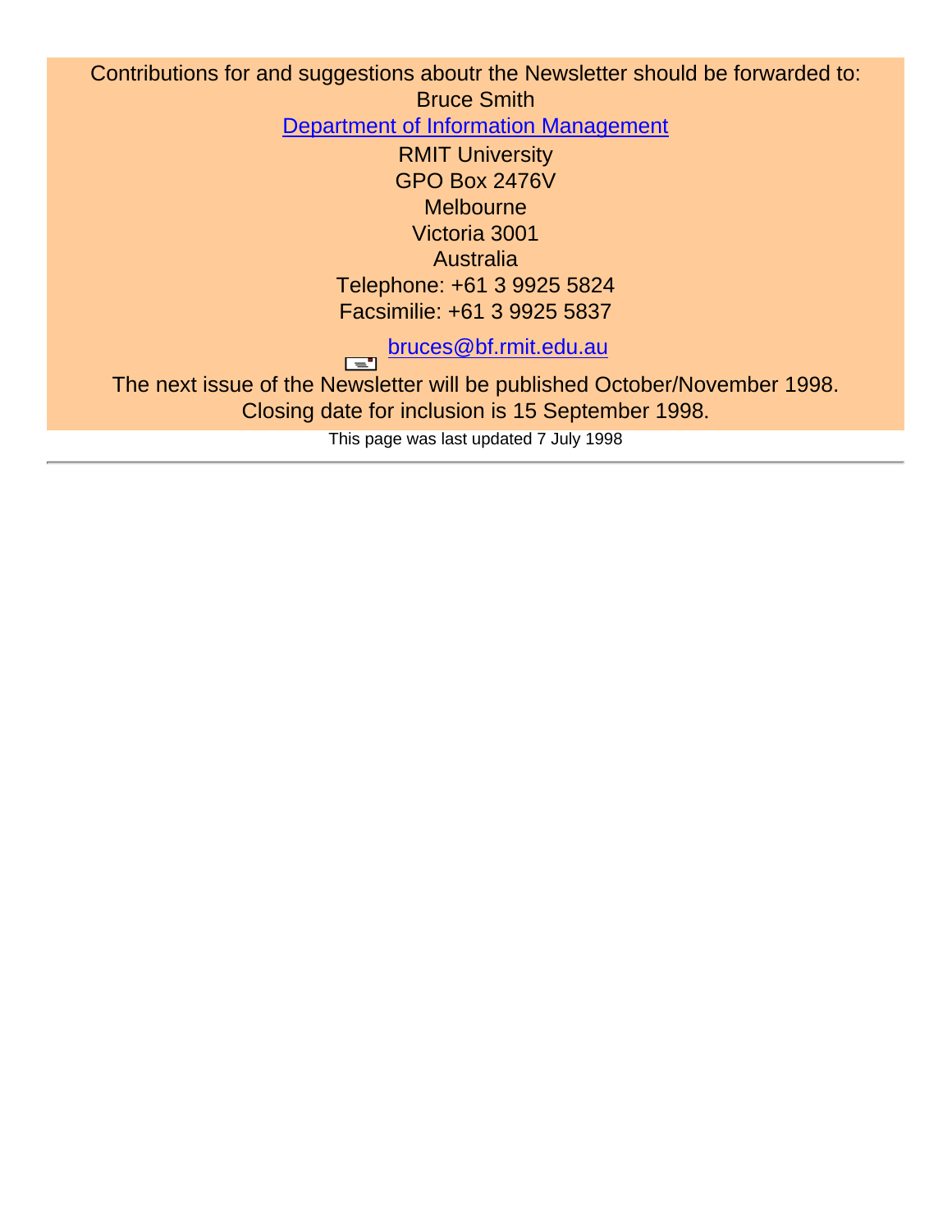Contributions for and suggestions aboutr the Newsletter should be forwarded to:
Bruce Smith
Department of Information Management
RMIT University
GPO Box 2476V
Melbourne
Victoria 3001
Australia
Telephone: +61 3 9925 5824
Facsimilie: +61 3 9925 5837

bruces@bf.rmit.edu.au

The next issue of the Newsletter will be published October/November 1998.
Closing date for inclusion is 15 September 1998.

This page was last updated 7 July 1998

---